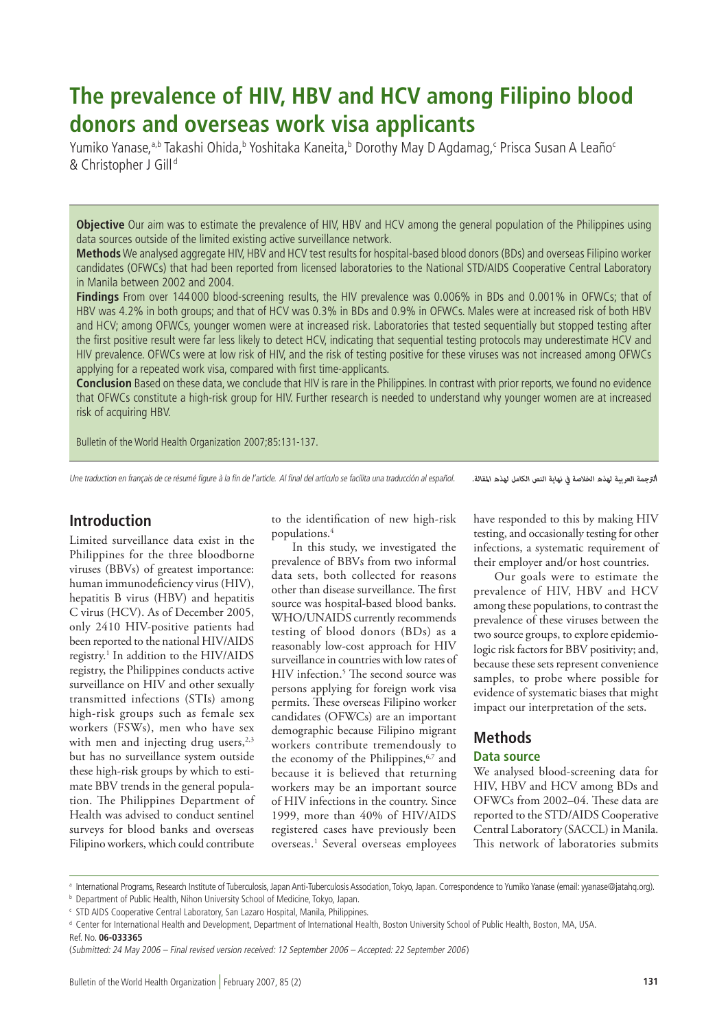# The prevalence of HIV, HBV and HCV among Filipino blood donors and overseas work visa applicants

Yumiko Yanase,[a,b] Takashi Ohida,[b] Yoshitaka Kaneita,[b] Dorothy May D Agdamag,[c] Prisca Susan A Leaño[c] & Christopher J Gill[d]

**Objective** Our aim was to estimate the prevalence of HIV, HBV and HCV among the general population of the Philippines using data sources outside of the limited existing active surveillance network.

**Methods** We analysed aggregate HIV, HBV and HCV test results for hospital-based blood donors (BDs) and overseas Filipino worker candidates (OFWCs) that had been reported from licensed laboratories to the National STD/AIDS Cooperative Central Laboratory in Manila between 2002 and 2004.

**Findings** From over 144 000 blood-screening results, the HIV prevalence was 0.006% in BDs and 0.001% in OFWCs; that of HBV was 4.2% in both groups; and that of HCV was 0.3% in BDs and 0.9% in OFWCs. Males were at increased risk of both HBV and HCV; among OFWCs, younger women were at increased risk. Laboratories that tested sequentially but stopped testing after the first positive result were far less likely to detect HCV, indicating that sequential testing protocols may underestimate HCV and HIV prevalence. OFWCs were at low risk of HIV, and the risk of testing positive for these viruses was not increased among OFWCs applying for a repeated work visa, compared with first time-applicants.

**Conclusion** Based on these data, we conclude that HIV is rare in the Philippines. In contrast with prior reports, we found no evidence that OFWCs constitute a high-risk group for HIV. Further research is needed to understand why younger women are at increased risk of acquiring HBV.

Bulletin of the World Health Organization 2007;85:131-137.

*Une traduction en français de ce résumé figure à la fin de l'article. Al final del artículo se facilita una traducción al español.* الترجمة العربية لهذه الخلاصة في نهاية النص الكامل لهذه المقالة.

## Introduction

Limited surveillance data exist in the Philippines for the three bloodborne viruses (BBVs) of greatest importance: human immunodeficiency virus (HIV), hepatitis B virus (HBV) and hepatitis C virus (HCV). As of December 2005, only 2410 HIV-positive patients had been reported to the national HIV/AIDS registry.[1] In addition to the HIV/AIDS registry, the Philippines conducts active surveillance on HIV and other sexually transmitted infections (STIs) among high-risk groups such as female sex workers (FSWs), men who have sex with men and injecting drug users,[2,3] but has no surveillance system outside these high-risk groups by which to estimate BBV trends in the general population. The Philippines Department of Health was advised to conduct sentinel surveys for blood banks and overseas Filipino workers, which could contribute to the identification of new high-risk populations.[4]

In this study, we investigated the prevalence of BBVs from two informal data sets, both collected for reasons other than disease surveillance. The first source was hospital-based blood banks. WHO/UNAIDS currently recommends testing of blood donors (BDs) as a reasonably low-cost approach for HIV surveillance in countries with low rates of HIV infection.[5] The second source was persons applying for foreign work visa permits. These overseas Filipino worker candidates (OFWCs) are an important demographic because Filipino migrant workers contribute tremendously to the economy of the Philippines,[6,7] and because it is believed that returning workers may be an important source of HIV infections in the country. Since 1999, more than 40% of HIV/AIDS registered cases have previously been overseas.[1] Several overseas employees have responded to this by making HIV testing, and occasionally testing for other infections, a systematic requirement of their employer and/or host countries.

Our goals were to estimate the prevalence of HIV, HBV and HCV among these populations, to contrast the prevalence of these viruses between the two source groups, to explore epidemiologic risk factors for BBV positivity; and, because these sets represent convenience samples, to probe where possible for evidence of systematic biases that might impact our interpretation of the sets.

## Methods

### Data source

We analysed blood-screening data for HIV, HBV and HCV among BDs and OFWCs from 2002–04. These data are reported to the STD/AIDS Cooperative Central Laboratory (SACCL) in Manila. This network of laboratories submits

[a] International Programs, Research Institute of Tuberculosis, Japan Anti-Tuberculosis Association, Tokyo, Japan. Correspondence to Yumiko Yanase (email: yyanase@jatahq.org).

[b] Department of Public Health, Nihon University School of Medicine, Tokyo, Japan.

[c] STD AIDS Cooperative Central Laboratory, San Lazaro Hospital, Manila, Philippines.

[d] Center for International Health and Development, Department of International Health, Boston University School of Public Health, Boston, MA, USA.

Ref. No. **06-033365**

(*Submitted: 24 May 2006 – Final revised version received: 12 September 2006 – Accepted: 22 September 2006*)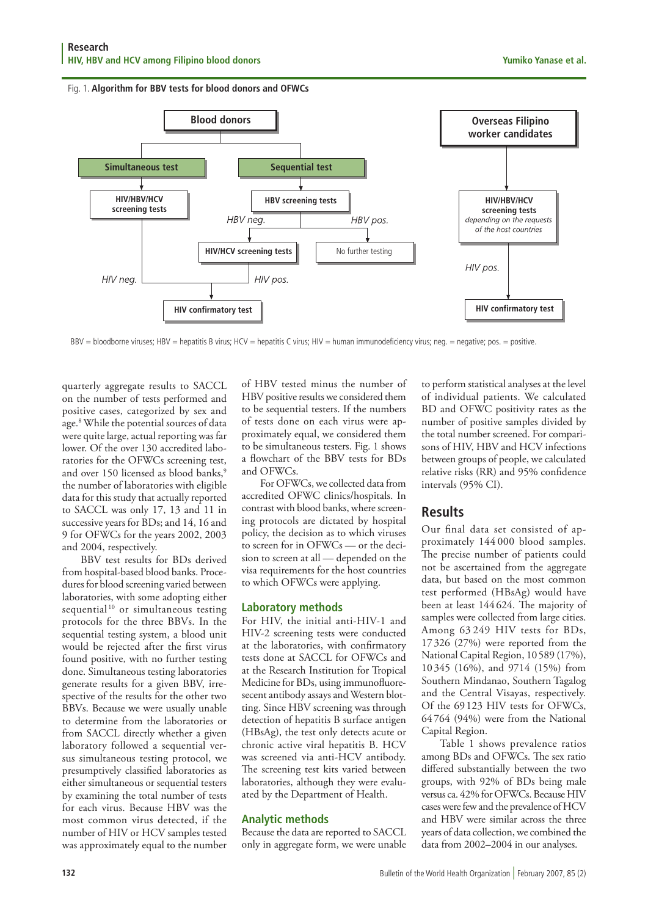Fig. 1. **Algorithm for BBV tests for blood donors and OFWCs**

BBV = bloodborne viruses; HBV = hepatitis B virus; HCV = hepatitis C virus; HIV = human immunodeficiency virus; neg. = negative; pos. = positive.

quarterly aggregate results to SACCL on the number of tests performed and positive cases, categorized by sex and age.[8] While the potential sources of data were quite large, actual reporting was far lower. Of the over 130 accredited laboratories for the OFWCs screening test, and over 150 licensed as blood banks,[9] the number of laboratories with eligible data for this study that actually reported to SACCL was only 17, 13 and 11 in successive years for BDs; and 14, 16 and 9 for OFWCs for the years 2002, 2003 and 2004, respectively.

BBV test results for BDs derived from hospital-based blood banks. Procedures for blood screening varied between laboratories, with some adopting either sequential[10] or simultaneous testing protocols for the three BBVs. In the sequential testing system, a blood unit would be rejected after the first virus found positive, with no further testing done. Simultaneous testing laboratories generate results for a given BBV, irrespective of the results for the other two BBVs. Because we were usually unable to determine from the laboratories or from SACCL directly whether a given laboratory followed a sequential versus simultaneous testing protocol, we presumptively classified laboratories as either simultaneous or sequential testers by examining the total number of tests for each virus. Because HBV was the most common virus detected, if the number of HIV or HCV samples tested was approximately equal to the number of HBV tested minus the number of HBV positive results we considered them to be sequential testers. If the numbers of tests done on each virus were approximately equal, we considered them to be simultaneous testers. Fig. 1 shows a flowchart of the BBV tests for BDs and OFWCs.

For OFWCs, we collected data from accredited OFWC clinics/hospitals. In contrast with blood banks, where screening protocols are dictated by hospital policy, the decision as to which viruses to screen for in OFWCs — or the decision to screen at all — depended on the visa requirements for the host countries to which OFWCs were applying.

## Laboratory methods

For HIV, the initial anti-HIV-1 and HIV-2 screening tests were conducted at the laboratories, with confirmatory tests done at SACCL for OFWCs and at the Research Institution for Tropical Medicine for BDs, using immunofluorescent antibody assays and Western blotting. Since HBV screening was through detection of hepatitis B surface antigen (HBsAg), the test only detects acute or chronic active viral hepatitis B. HCV was screened via anti-HCV antibody. The screening test kits varied between laboratories, although they were evaluated by the Department of Health.

## Analytic methods

Because the data are reported to SACCL only in aggregate form, we were unable to perform statistical analyses at the level of individual patients. We calculated BD and OFWC positivity rates as the number of positive samples divided by the total number screened. For comparisons of HIV, HBV and HCV infections between groups of people, we calculated relative risks (RR) and 95% confidence intervals (95% CI).

# Results

Our final data set consisted of approximately 144 000 blood samples. The precise number of patients could not be ascertained from the aggregate data, but based on the most common test performed (HBsAg) would have been at least 144 624. The majority of samples were collected from large cities. Among 63 249 HIV tests for BDs, 17 326 (27%) were reported from the National Capital Region, 10 589 (17%), 10 345 (16%), and 9714 (15%) from Southern Mindanao, Southern Tagalog and the Central Visayas, respectively. Of the 69 123 HIV tests for OFWCs, 64 764 (94%) were from the National Capital Region.

Table 1 shows prevalence ratios among BDs and OFWCs. The sex ratio differed substantially between the two groups, with 92% of BDs being male versus ca. 42% for OFWCs. Because HIV cases were few and the prevalence of HCV and HBV were similar across the three years of data collection, we combined the data from 2002–2004 in our analyses.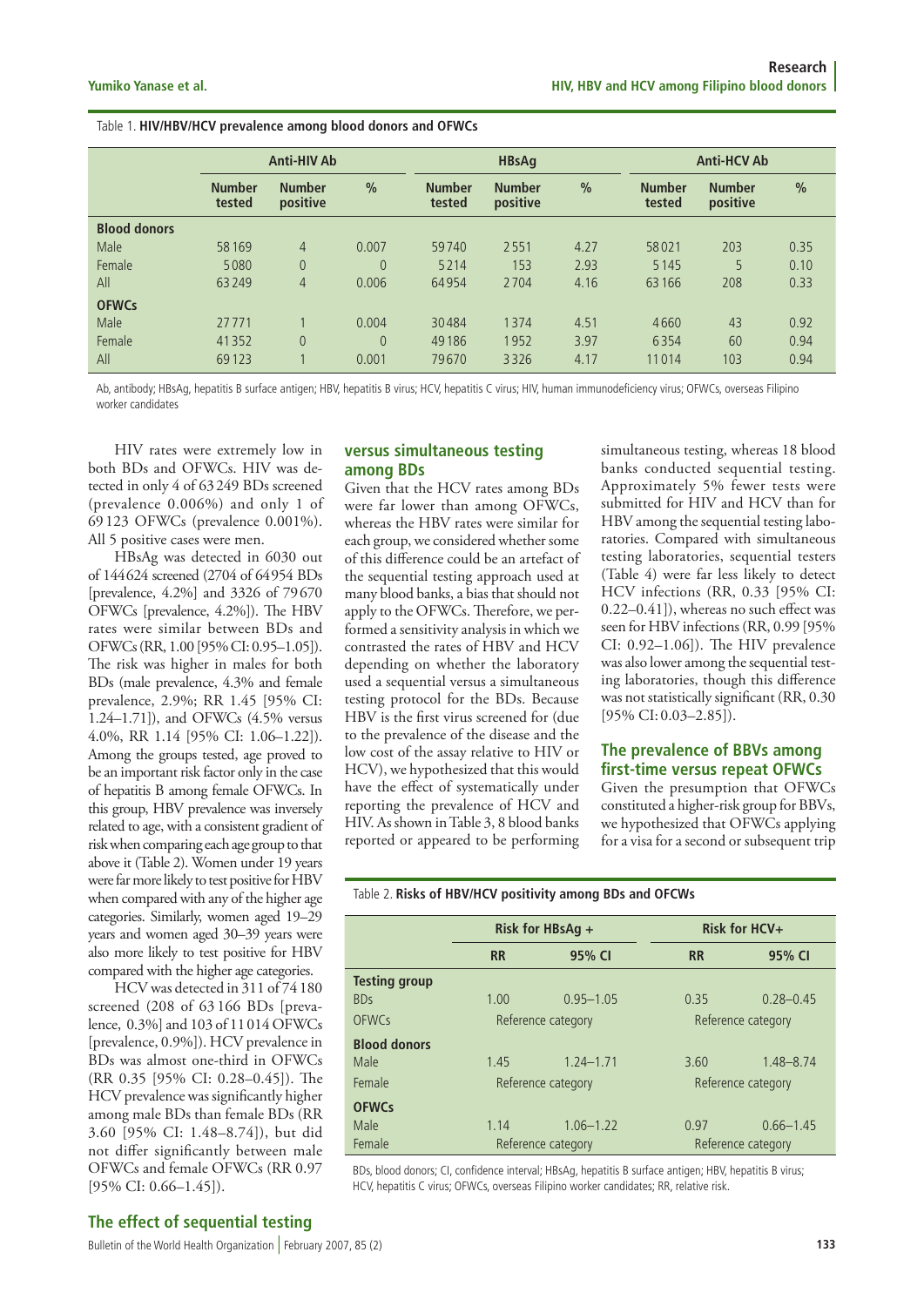Table 1. **HIV/HBV/HCV prevalence among blood donors and OFWCs**

| | Anti-HIV Ab | | | HBsAg | | | Anti-HCV Ab | | |
|---|---|---|---|---|---|---|---|---|---|
| | Number tested | Number positive | % | Number tested | Number positive | % | Number tested | Number positive | % |
| **Blood donors** | | | | | | | | | |
| Male | 58 169 | 4 | 0.007 | 59 740 | 2 551 | 4.27 | 58 021 | 203 | 0.35 |
| Female | 5 080 | 0 | 0 | 5 214 | 153 | 2.93 | 5 145 | 5 | 0.10 |
| All | 63 249 | 4 | 0.006 | 64 954 | 2 704 | 4.16 | 63 166 | 208 | 0.33 |
| **OFWCs** | | | | | | | | | |
| Male | 27 771 | 1 | 0.004 | 30 484 | 1 374 | 4.51 | 4 660 | 43 | 0.92 |
| Female | 41 352 | 0 | 0 | 49 186 | 1 952 | 3.97 | 6 354 | 60 | 0.94 |
| All | 69 123 | 1 | 0.001 | 79 670 | 3 326 | 4.17 | 11 014 | 103 | 0.94 |

Ab, antibody; HBsAg, hepatitis B surface antigen; HBV, hepatitis B virus; HCV, hepatitis C virus; HIV, human immunodeficiency virus; OFWCs, overseas Filipino worker candidates

HIV rates were extremely low in both BDs and OFWCs. HIV was detected in only 4 of 63 249 BDs screened (prevalence 0.006%) and only 1 of 69 123 OFWCs (prevalence 0.001%). All 5 positive cases were men.

HBsAg was detected in 6030 out of 144 624 screened (2704 of 64 954 BDs [prevalence, 4.2%] and 3326 of 79 670 OFWCs [prevalence, 4.2%]). The HBV rates were similar between BDs and OFWCs (RR, 1.00 [95% CI: 0.95–1.05]). The risk was higher in males for both BDs (male prevalence, 4.3% and female prevalence, 2.9%; RR 1.45 [95% CI: 1.24–1.71]), and OFWCs (4.5% versus 4.0%, RR 1.14 [95% CI: 1.06–1.22]). Among the groups tested, age proved to be an important risk factor only in the case of hepatitis B among female OFWCs. In this group, HBV prevalence was inversely related to age, with a consistent gradient of risk when comparing each age group to that above it (Table 2). Women under 19 years were far more likely to test positive for HBV when compared with any of the higher age categories. Similarly, women aged 19–29 years and women aged 30–39 years were also more likely to test positive for HBV compared with the higher age categories.

HCV was detected in 311 of 74 180 screened (208 of 63 166 BDs [prevalence, 0.3%] and 103 of 11 014 OFWCs [prevalence, 0.9%]). HCV prevalence in BDs was almost one-third in OFWCs (RR 0.35 [95% CI: 0.28–0.45]). The HCV prevalence was significantly higher among male BDs than female BDs (RR 3.60 [95% CI: 1.48–8.74]), but did not differ significantly between male OFWCs and female OFWCs (RR 0.97 [95% CI: 0.66–1.45]).

## The effect of sequential testing versus simultaneous testing among BDs

Given that the HCV rates among BDs were far lower than among OFWCs, whereas the HBV rates were similar for each group, we considered whether some of this difference could be an artefact of the sequential testing approach used at many blood banks, a bias that should not apply to the OFWCs. Therefore, we performed a sensitivity analysis in which we contrasted the rates of HBV and HCV depending on whether the laboratory used a sequential versus a simultaneous testing protocol for the BDs. Because HBV is the first virus screened for (due to the prevalence of the disease and the low cost of the assay relative to HIV or HCV), we hypothesized that this would have the effect of systematically under reporting the prevalence of HCV and HIV. As shown in Table 3, 8 blood banks reported or appeared to be performing simultaneous testing, whereas 18 blood banks conducted sequential testing. Approximately 5% fewer tests were submitted for HIV and HCV than for HBV among the sequential testing laboratories. Compared with simultaneous testing laboratories, sequential testers (Table 4) were far less likely to detect HCV infections (RR, 0.33 [95% CI: 0.22–0.41]), whereas no such effect was seen for HBV infections (RR, 0.99 [95% CI: 0.92–1.06]). The HIV prevalence was also lower among the sequential testing laboratories, though this difference was not statistically significant (RR, 0.30 [95% CI: 0.03–2.85]).

## The prevalence of BBVs among first-time versus repeat OFWCs

Given the presumption that OFWCs constituted a higher-risk group for BBVs, we hypothesized that OFWCs applying for a visa for a second or subsequent trip

Table 2. **Risks of HBV/HCV positivity among BDs and OFCWs**

| | Risk for HBsAg + | | Risk for HCV+ | |
|---|---|---|---|---|
| | RR | 95% CI | RR | 95% CI |
| **Testing group** | | | | |
| BDs | 1.00 | 0.95–1.05 | 0.35 | 0.28–0.45 |
| OFWCs | Reference category | | Reference category | |
| **Blood donors** | | | | |
| Male | 1.45 | 1.24–1.71 | 3.60 | 1.48–8.74 |
| Female | Reference category | | Reference category | |
| **OFWCs** | | | | |
| Male | 1.14 | 1.06–1.22 | 0.97 | 0.66–1.45 |
| Female | Reference category | | Reference category | |

BDs, blood donors; CI, confidence interval; HBsAg, hepatitis B surface antigen; HBV, hepatitis B virus; HCV, hepatitis C virus; OFWCs, overseas Filipino worker candidates; RR, relative risk.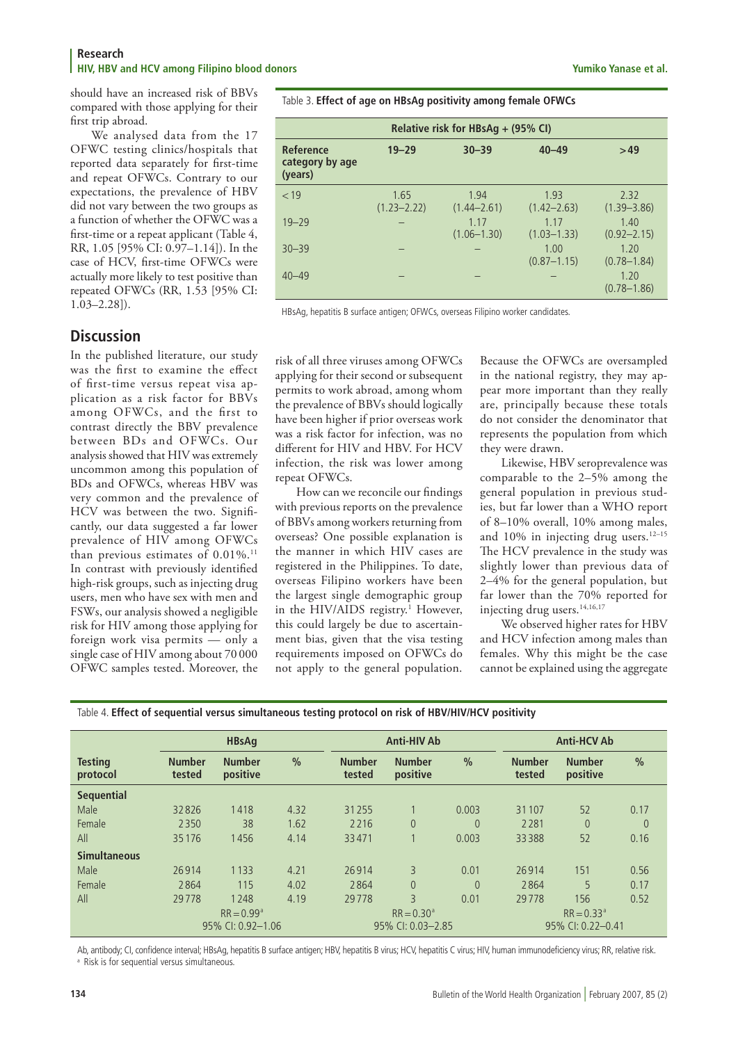should have an increased risk of BBVs compared with those applying for their first trip abroad.

We analysed data from the 17 OFWC testing clinics/hospitals that reported data separately for first-time and repeat OFWCs. Contrary to our expectations, the prevalence of HBV did not vary between the two groups as a function of whether the OFWC was a first-time or a repeat applicant (Table 4, RR, 1.05 [95% CI: 0.97–1.14]). In the case of HCV, first-time OFWCs were actually more likely to test positive than repeated OFWCs (RR, 1.53 [95% CI: 1.03–2.28]).

Table 3. **Effect of age on HBsAg positivity among female OFWCs**

| Reference category by age (years) | Relative risk for HBsAg + (95% CI) | | | |
|---|---|---|---|---|
| | **19–29** | **30–39** | **40–49** | **>49** |
| < 19 | 1.65 (1.23–2.22) | 1.94 (1.44–2.61) | 1.93 (1.42–2.63) | 2.32 (1.39–3.86) |
| 19–29 | – | 1.17 (1.06–1.30) | 1.17 (1.03–1.33) | 1.40 (0.92–2.15) |
| 30–39 | – | – | 1.00 (0.87–1.15) | 1.20 (0.78–1.84) |
| 40–49 | – | – | – | 1.20 (0.78–1.86) |

HBsAg, hepatitis B surface antigen; OFWCs, overseas Filipino worker candidates.

## Discussion

In the published literature, our study was the first to examine the effect of first-time versus repeat visa application as a risk factor for BBVs among OFWCs, and the first to contrast directly the BBV prevalence between BDs and OFWCs. Our analysis showed that HIV was extremely uncommon among this population of BDs and OFWCs, whereas HBV was very common and the prevalence of HCV was between the two. Significantly, our data suggested a far lower prevalence of HIV among OFWCs than previous estimates of 0.01%.[11] In contrast with previously identified high-risk groups, such as injecting drug users, men who have sex with men and FSWs, our analysis showed a negligible risk for HIV among those applying for foreign work visa permits — only a single case of HIV among about 70 000 OFWC samples tested. Moreover, the risk of all three viruses among OFWCs applying for their second or subsequent permits to work abroad, among whom the prevalence of BBVs should logically have been higher if prior overseas work was a risk factor for infection, was no different for HIV and HBV. For HCV infection, the risk was lower among repeat OFWCs.

How can we reconcile our findings with previous reports on the prevalence of BBVs among workers returning from overseas? One possible explanation is the manner in which HIV cases are registered in the Philippines. To date, overseas Filipino workers have been the largest single demographic group in the HIV/AIDS registry.[1] However, this could largely be due to ascertainment bias, given that the visa testing requirements imposed on OFWCs do not apply to the general population. Because the OFWCs are oversampled in the national registry, they may appear more important than they really are, principally because these totals do not consider the denominator that represents the population from which they were drawn.

Likewise, HBV seroprevalence was comparable to the 2–5% among the general population in previous studies, but far lower than a WHO report of 8–10% overall, 10% among males, and 10% in injecting drug users.[12–15] The HCV prevalence in the study was slightly lower than previous data of 2–4% for the general population, but far lower than the 70% reported for injecting drug users.[14,16,17]

We observed higher rates for HBV and HCV infection among males than females. Why this might be the case cannot be explained using the aggregate

Table 4. **Effect of sequential versus simultaneous testing protocol on risk of HBV/HIV/HCV positivity**

| Testing protocol | HBsAg | | | Anti-HIV Ab | | | Anti-HCV Ab | | |
|---|---|---|---|---|---|---|---|---|---|
| | **Number tested** | **Number positive** | **%** | **Number tested** | **Number positive** | **%** | **Number tested** | **Number positive** | **%** |
| **Sequential** | | | | | | | | | |
| Male | 32826 | 1418 | 4.32 | 31255 | 1 | 0.003 | 31107 | 52 | 0.17 |
| Female | 2350 | 38 | 1.62 | 2216 | 0 | 0 | 2281 | 0 | 0 |
| All | 35176 | 1456 | 4.14 | 33471 | 1 | 0.003 | 33388 | 52 | 0.16 |
| **Simultaneous** | | | | | | | | | |
| Male | 26914 | 1133 | 4.21 | 26914 | 3 | 0.01 | 26914 | 151 | 0.56 |
| Female | 2864 | 115 | 4.02 | 2864 | 0 | 0 | 2864 | 5 | 0.17 |
| All | 29778 | 1248 | 4.19 | 29778 | 3 | 0.01 | 29778 | 156 | 0.52 |
| | RR = 0.99[a] 95% CI: 0.92–1.06 | | | RR = 0.30[a] 95% CI: 0.03–2.85 | | | RR = 0.33[a] 95% CI: 0.22–0.41 | | |

Ab, antibody; CI, confidence interval; HBsAg, hepatitis B surface antigen; HBV, hepatitis B virus; HCV, hepatitis C virus; HIV, human immunodeficiency virus; RR, relative risk.
[a] Risk is for sequential versus simultaneous.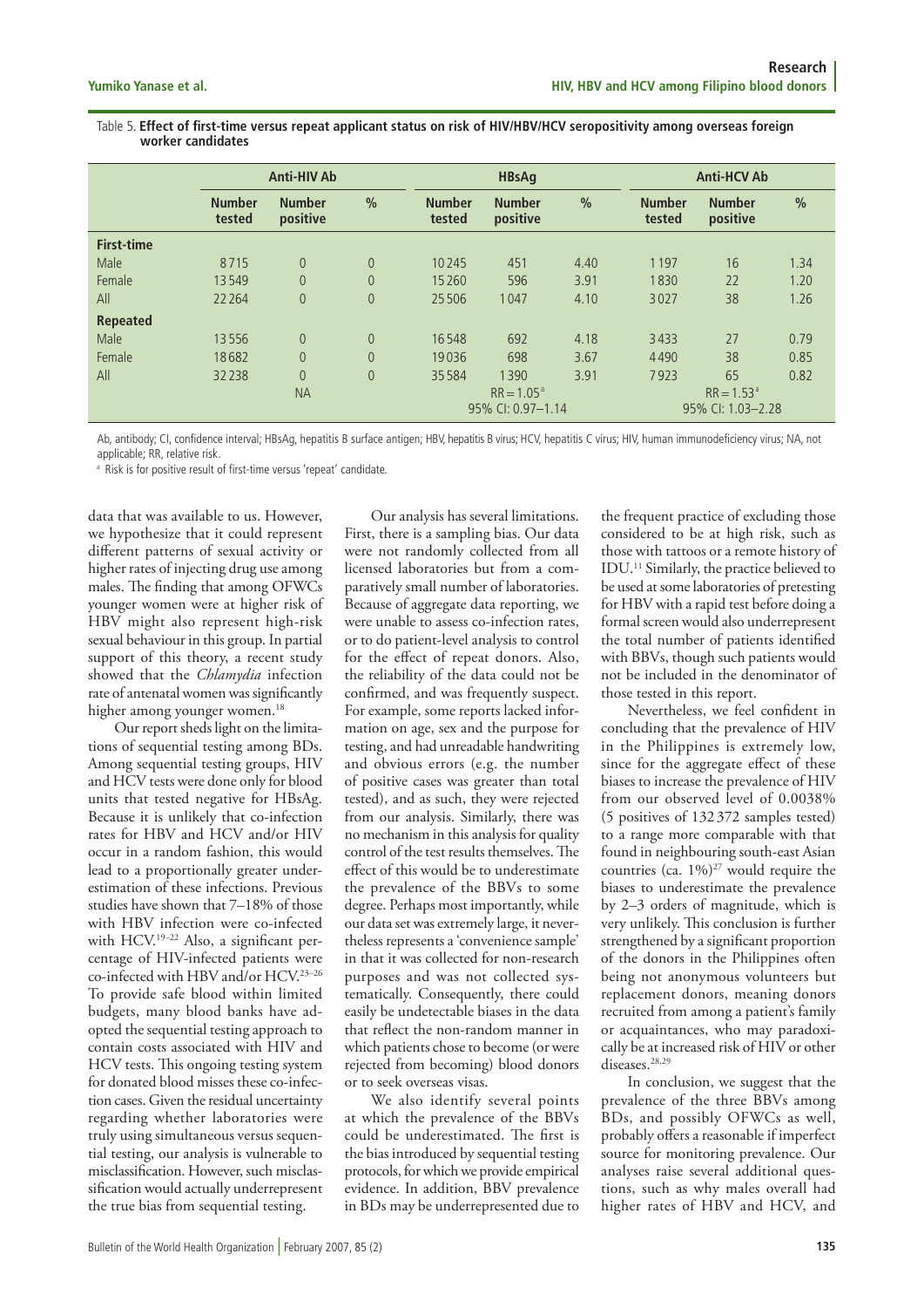Table 5. **Effect of first-time versus repeat applicant status on risk of HIV/HBV/HCV seropositivity among overseas foreign worker candidates**

| | Anti-HIV Ab | | | HBsAg | | | Anti-HCV Ab | | |
|---|---|---|---|---|---|---|---|---|---|
| | Number tested | Number positive | % | Number tested | Number positive | % | Number tested | Number positive | % |
| **First-time** | | | | | | | | | |
| Male | 8715 | 0 | 0 | 10245 | 451 | 4.40 | 1197 | 16 | 1.34 |
| Female | 13549 | 0 | 0 | 15260 | 596 | 3.91 | 1830 | 22 | 1.20 |
| All | 22264 | 0 | 0 | 25506 | 1047 | 4.10 | 3027 | 38 | 1.26 |
| **Repeated** | | | | | | | | | |
| Male | 13556 | 0 | 0 | 16548 | 692 | 4.18 | 3433 | 27 | 0.79 |
| Female | 18682 | 0 | 0 | 19036 | 698 | 3.67 | 4490 | 38 | 0.85 |
| All | 32238 | 0 | 0 | 35584 | 1390 | 3.91 | 7923 | 65 | 0.82 |
| | NA | | | RR = 1.05[a] 95% CI: 0.97–1.14 | | | RR = 1.53[a] 95% CI: 1.03–2.28 | | |

Ab, antibody; CI, confidence interval; HBsAg, hepatitis B surface antigen; HBV, hepatitis B virus; HCV, hepatitis C virus; HIV, human immunodeficiency virus; NA, not applicable; RR, relative risk.

[a] Risk is for positive result of first-time versus 'repeat' candidate.

data that was available to us. However, we hypothesize that it could represent different patterns of sexual activity or higher rates of injecting drug use among males. The finding that among OFWCs younger women were at higher risk of HBV might also represent high-risk sexual behaviour in this group. In partial support of this theory, a recent study showed that the *Chlamydia* infection rate of antenatal women was significantly higher among younger women.[18]

Our report sheds light on the limitations of sequential testing among BDs. Among sequential testing groups, HIV and HCV tests were done only for blood units that tested negative for HBsAg. Because it is unlikely that co-infection rates for HBV and HCV and/or HIV occur in a random fashion, this would lead to a proportionally greater underestimation of these infections. Previous studies have shown that 7–18% of those with HBV infection were co-infected with HCV.[19–22] Also, a significant percentage of HIV-infected patients were co-infected with HBV and/or HCV.[23–26] To provide safe blood within limited budgets, many blood banks have adopted the sequential testing approach to contain costs associated with HIV and HCV tests. This ongoing testing system for donated blood misses these co-infection cases. Given the residual uncertainty regarding whether laboratories were truly using simultaneous versus sequential testing, our analysis is vulnerable to misclassification. However, such misclassification would actually underrepresent the true bias from sequential testing.

Our analysis has several limitations. First, there is a sampling bias. Our data were not randomly collected from all licensed laboratories but from a comparatively small number of laboratories. Because of aggregate data reporting, we were unable to assess co-infection rates, or to do patient-level analysis to control for the effect of repeat donors. Also, the reliability of the data could not be confirmed, and was frequently suspect. For example, some reports lacked information on age, sex and the purpose for testing, and had unreadable handwriting and obvious errors (e.g. the number of positive cases was greater than total tested), and as such, they were rejected from our analysis. Similarly, there was no mechanism in this analysis for quality control of the test results themselves. The effect of this would be to underestimate the prevalence of the BBVs to some degree. Perhaps most importantly, while our data set was extremely large, it nevertheless represents a 'convenience sample' in that it was collected for non-research purposes and was not collected systematically. Consequently, there could easily be undetectable biases in the data that reflect the non-random manner in which patients chose to become (or were rejected from becoming) blood donors or to seek overseas visas.

We also identify several points at which the prevalence of the BBVs could be underestimated. The first is the bias introduced by sequential testing protocols, for which we provide empirical evidence. In addition, BBV prevalence in BDs may be underrepresented due to the frequent practice of excluding those considered to be at high risk, such as those with tattoos or a remote history of IDU.[11] Similarly, the practice believed to be used at some laboratories of pretesting for HBV with a rapid test before doing a formal screen would also underrepresent the total number of patients identified with BBVs, though such patients would not be included in the denominator of those tested in this report.

Nevertheless, we feel confident in concluding that the prevalence of HIV in the Philippines is extremely low, since for the aggregate effect of these biases to increase the prevalence of HIV from our observed level of 0.0038% (5 positives of 132 372 samples tested) to a range more comparable with that found in neighbouring south-east Asian countries (ca. 1%)[27] would require the biases to underestimate the prevalence by 2–3 orders of magnitude, which is very unlikely. This conclusion is further strengthened by a significant proportion of the donors in the Philippines often being not anonymous volunteers but replacement donors, meaning donors recruited from among a patient's family or acquaintances, who may paradoxically be at increased risk of HIV or other diseases.[28,29]

In conclusion, we suggest that the prevalence of the three BBVs among BDs, and possibly OFWCs as well, probably offers a reasonable if imperfect source for monitoring prevalence. Our analyses raise several additional questions, such as why males overall had higher rates of HBV and HCV, and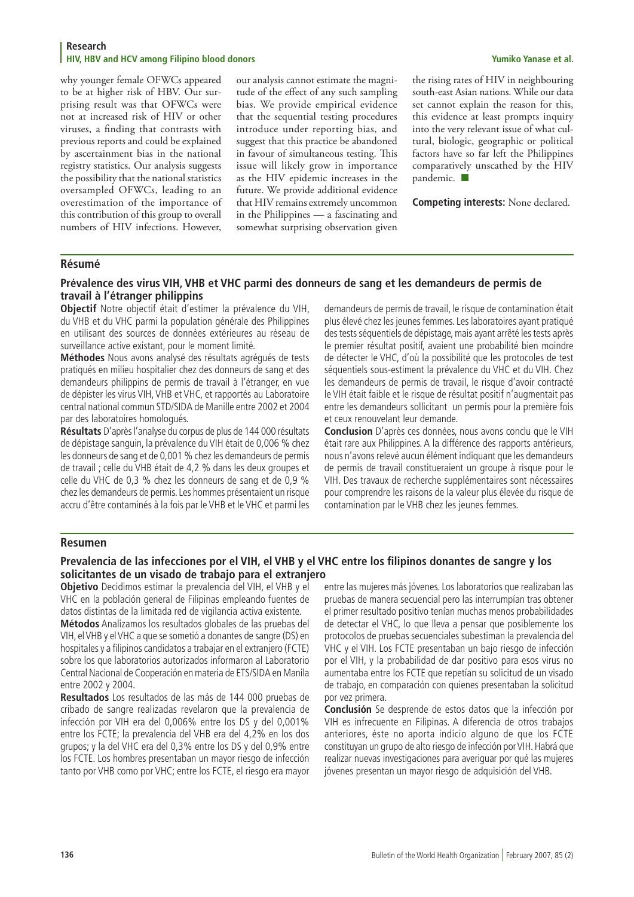why younger female OFWCs appeared to be at higher risk of HBV. Our surprising result was that OFWCs were not at increased risk of HIV or other viruses, a finding that contrasts with previous reports and could be explained by ascertainment bias in the national registry statistics. Our analysis suggests the possibility that the national statistics oversampled OFWCs, leading to an overestimation of the importance of this contribution of this group to overall numbers of HIV infections. However, our analysis cannot estimate the magnitude of the effect of any such sampling bias. We provide empirical evidence that the sequential testing procedures introduce under reporting bias, and suggest that this practice be abandoned in favour of simultaneous testing. This issue will likely grow in importance as the HIV epidemic increases in the future. We provide additional evidence that HIV remains extremely uncommon in the Philippines — a fascinating and somewhat surprising observation given the rising rates of HIV in neighbouring south-east Asian nations. While our data set cannot explain the reason for this, this evidence at least prompts inquiry into the very relevant issue of what cultural, biologic, geographic or political factors have so far left the Philippines comparatively unscathed by the HIV pandemic. ■

**Competing interests:** None declared.

## Résumé

### Prévalence des virus VIH, VHB et VHC parmi des donneurs de sang et les demandeurs de permis de travail à l'étranger philippins

**Objectif** Notre objectif était d'estimer la prévalence du VIH, du VHB et du VHC parmi la population générale des Philippines en utilisant des sources de données extérieures au réseau de surveillance active existant, pour le moment limité.

**Méthodes** Nous avons analysé des résultats agrégés de tests pratiqués en milieu hospitalier chez des donneurs de sang et des demandeurs philippins de permis de travail à l'étranger, en vue de dépister les virus VIH, VHB et VHC, et rapportés au Laboratoire central national commun STD/SIDA de Manille entre 2002 et 2004 par des laboratoires homologués.

**Résultats** D'après l'analyse du corpus de plus de 144 000 résultats de dépistage sanguin, la prévalence du VIH était de 0,006 % chez les donneurs de sang et de 0,001 % chez les demandeurs de permis de travail ; celle du VHB était de 4,2 % dans les deux groupes et celle du VHC de 0,3 % chez les donneurs de sang et de 0,9 % chez les demandeurs de permis. Les hommes présentaient un risque accru d'être contaminés à la fois par le VHB et le VHC et parmi les demandeurs de permis de travail, le risque de contamination était plus élevé chez les jeunes femmes. Les laboratoires ayant pratiqué des tests séquentiels de dépistage, mais ayant arrêté les tests après le premier résultat positif, avaient une probabilité bien moindre de détecter le VHC, d'où la possibilité que les protocoles de test séquentiels sous-estiment la prévalence du VHC et du VIH. Chez les demandeurs de permis de travail, le risque d'avoir contracté le VIH était faible et le risque de résultat positif n'augmentait pas entre les demandeurs sollicitant un permis pour la première fois et ceux renouvelant leur demande.

**Conclusion** D'après ces données, nous avons conclu que le VIH était rare aux Philippines. A la différence des rapports antérieurs, nous n'avons relevé aucun élément indiquant que les demandeurs de permis de travail constitueraient un groupe à risque pour le VIH. Des travaux de recherche supplémentaires sont nécessaires pour comprendre les raisons de la valeur plus élevée du risque de contamination par le VHB chez les jeunes femmes.

## Resumen

### Prevalencia de las infecciones por el VIH, el VHB y el VHC entre los filipinos donantes de sangre y los solicitantes de un visado de trabajo para el extranjero

**Objetivo** Decidimos estimar la prevalencia del VIH, el VHB y el VHC en la población general de Filipinas empleando fuentes de datos distintas de la limitada red de vigilancia activa existente.

**Métodos** Analizamos los resultados globales de las pruebas del VIH, el VHB y el VHC a que se sometió a donantes de sangre (DS) en hospitales y a filipinos candidatos a trabajar en el extranjero (FCTE) sobre los que laboratorios autorizados informaron al Laboratorio Central Nacional de Cooperación en materia de ETS/SIDA en Manila entre 2002 y 2004.

**Resultados** Los resultados de las más de 144 000 pruebas de cribado de sangre realizadas revelaron que la prevalencia de infección por VIH era del 0,006% entre los DS y del 0,001% entre los FCTE; la prevalencia del VHB era del 4,2% en los dos grupos; y la del VHC era del 0,3% entre los DS y del 0,9% entre los FCTE. Los hombres presentaban un mayor riesgo de infección tanto por VHB como por VHC; entre los FCTE, el riesgo era mayor entre las mujeres más jóvenes. Los laboratorios que realizaban las pruebas de manera secuencial pero las interrumpían tras obtener el primer resultado positivo tenían muchas menos probabilidades de detectar el VHC, lo que lleva a pensar que posiblemente los protocolos de pruebas secuenciales subestiman la prevalencia del VHC y el VIH. Los FCTE presentaban un bajo riesgo de infección por el VIH, y la probabilidad de dar positivo para esos virus no aumentaba entre los FCTE que repetían su solicitud de un visado de trabajo, en comparación con quienes presentaban la solicitud por vez primera.

**Conclusión** Se desprende de estos datos que la infección por VIH es infrecuente en Filipinas. A diferencia de otros trabajos anteriores, éste no aporta indicio alguno de que los FCTE constituyan un grupo de alto riesgo de infección por VIH. Habrá que realizar nuevas investigaciones para averiguar por qué las mujeres jóvenes presentan un mayor riesgo de adquisición del VHB.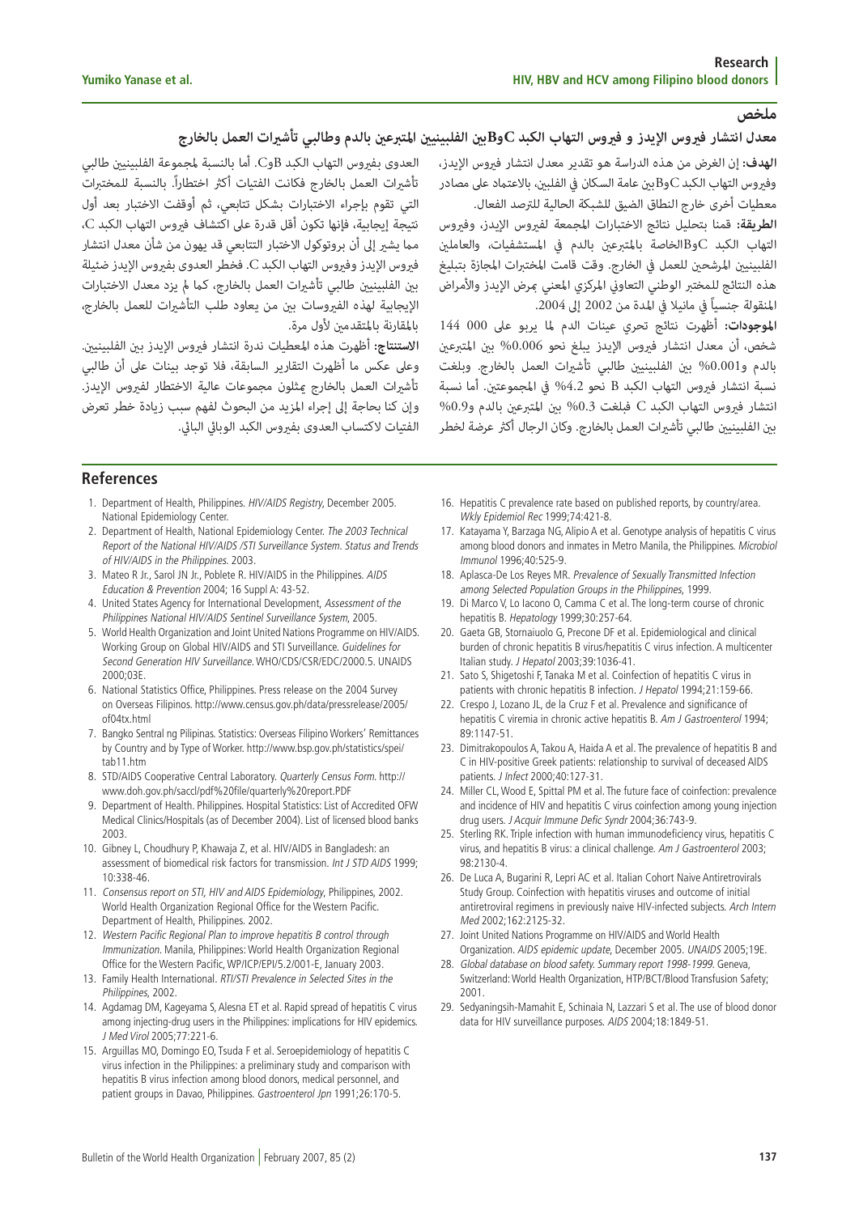## ملخص

### معدل انتشار فيروس الإيدز و فيروس التهاب الكبد Bو C بين الفلبينيين المتبرعين بالدم وطالبي تأشيرات العمل بالخارج

**الهدف:** إن الغرض من هذه الدراسة هو تقدير معدل انتشار فيروس الإيدز، وفيروس التهاب الكبد Bو C بين عامة السكان في الفلبين، بالاعتماد على مصادر معطيات أخرى خارج النطاق الضيق للشبكة الحالية للترصد الفعال.

**الطريقة:** قمنا بتحليل نتائج الاختبارات المجمعة لفيروس الإيدز، وفيروس التهاب الكبد Bو C الخاصة بالمتبرعين بالدم في المستشفيات، والعاملين الفلبينيين المرشحين للعمل في الخارج. وقد قامت المختبرات المجازة بتبليغ هذه النتائج للمختبر الوطني التعاوني المركزي المعني بمرض الإيدز والأمراض المنقولة جنسياً في مانيلا في المدة من 2002 إلى 2004.

**الموجودات:** أظهرت نتائج تحري عينات الدم لما يربو على 000 144 شخص، أن معدل انتشار فيروس الإيدز يبلغ نحو 0.006% بين المتبرعين بالدم و0.001% بين الفلبينيين طالبي تأشيرات العمل بالخارج. وبلغت نسبة انتشار فيروس التهاب الكبد B نحو 4.2% في المجموعتين. أما نسبة انتشار فيروس التهاب الكبد C فبلغت 0.3% بين المتبرعين بالدم و0.9% بين الفلبينيين طالبي تأشيرات العمل بالخارج. وكان الرجال أكثر عرضة لخطر العدوى بفيروس التهاب الكبد Bو C. أما بالنسبة لمجموعة الفلبينيين طالبي تأشيرات العمل بالخارج فكانت الفتيات أكثر اختطاراً. بالنسبة للمختبرات التي تقوم بإجراء الاختبارات بشكل تتابعي، ثم أوقفت الاختبار بعد أول نتيجة إيجابية، فإنها تكون أقل قدرة على اكتشاف فيروس التهاب الكبد C، مما يشير إلى أن بروتوكول الاختبار التتابعي قد يهون من شأن معدل انتشار فيروس الإيدز وفيروس التهاب الكبد C. فخطر العدوى بفيروس الإيدز ضئيلة بين الفلبينيين طالبي تأشيرات العمل بالخارج، كما لم يزد معدل الاختبارات الإيجابية لهذه الفيروسات بين من يعاود طلب التأشيرات للعمل بالخارج، بالمقارنة بالمتقدمين لأول مرة.

**الاستنتاج:** أظهرت هذه المعطيات ندرة انتشار فيروس الإيدز بين الفلبينيين. وعلى عكس ما أظهرت التقارير السابقة، فلا توجد بينات على أن طالبي تأشيرات العمل بالخارج يمثلون مجموعات عالية الاختطار لفيروس الإيدز. وإن كنا بحاجة إلى إجراء المزيد من البحوث لفهم سبب زيادة خطر تعرض الفتيات لاكتساب العدوى بفيروس الكبد الوبائي الباقي.

## References

1. Department of Health, Philippines. *HIV/AIDS Registry*, December 2005. National Epidemiology Center.
2. Department of Health, National Epidemiology Center. *The 2003 Technical Report of the National HIV/AIDS /STI Surveillance System. Status and Trends of HIV/AIDS in the Philippines*. 2003.
3. Mateo R Jr., Sarol JN Jr., Poblete R. HIV/AIDS in the Philippines. *AIDS Education & Prevention* 2004; 16 Suppl A: 43-52.
4. United States Agency for International Development, *Assessment of the Philippines National HIV/AIDS Sentinel Surveillance System*, 2005.
5. World Health Organization and Joint United Nations Programme on HIV/AIDS. Working Group on Global HIV/AIDS and STI Surveillance. *Guidelines for Second Generation HIV Surveillance*. WHO/CDS/CSR/EDC/2000.5. UNAIDS 2000;03E.
6. National Statistics Office, Philippines. Press release on the 2004 Survey on Overseas Filipinos. http://www.census.gov.ph/data/pressrelease/2005/of04tx.html
7. Bangko Sentral ng Pilipinas. Statistics: Overseas Filipino Workers' Remittances by Country and by Type of Worker. http://www.bsp.gov.ph/statistics/spei/tab11.htm
8. STD/AIDS Cooperative Central Laboratory. *Quarterly Census Form*. http://www.doh.gov.ph/saccl/pdf%20file/quarterly%20report.PDF
9. Department of Health. Philippines. Hospital Statistics: List of Accredited OFW Medical Clinics/Hospitals (as of December 2004). List of licensed blood banks 2003.
10. Gibney L, Choudhury P, Khawaja Z, et al. HIV/AIDS in Bangladesh: an assessment of biomedical risk factors for transmission. *Int J STD AIDS* 1999; 10:338-46.
11. *Consensus report on STI, HIV and AIDS Epidemiology*, Philippines, 2002. World Health Organization Regional Office for the Western Pacific. Department of Health, Philippines. 2002.
12. *Western Pacific Regional Plan to improve hepatitis B control through Immunization*. Manila, Philippines: World Health Organization Regional Office for the Western Pacific, WP/ICP/EPI/5.2/001-E, January 2003.
13. Family Health International. *RTI/STI Prevalence in Selected Sites in the Philippines*, 2002.
14. Agdamag DM, Kageyama S, Alesna ET et al. Rapid spread of hepatitis C virus among injecting-drug users in the Philippines: implications for HIV epidemics. *J Med Virol* 2005;77:221-6.
15. Arguillas MO, Domingo EO, Tsuda F et al. Seroepidemiology of hepatitis C virus infection in the Philippines: a preliminary study and comparison with hepatitis B virus infection among blood donors, medical personnel, and patient groups in Davao, Philippines. *Gastroenterol Jpn* 1991;26:170-5.
16. Hepatitis C prevalence rate based on published reports, by country/area. *Wkly Epidemiol Rec* 1999;74:421-8.
17. Katayama Y, Barzaga NG, Alipio A et al. Genotype analysis of hepatitis C virus among blood donors and inmates in Metro Manila, the Philippines. *Microbiol Immunol* 1996;40:525-9.
18. Aplasca-De Los Reyes MR. *Prevalence of Sexually Transmitted Infection among Selected Population Groups in the Philippines*, 1999.
19. Di Marco V, Lo Iacono O, Camma C et al. The long-term course of chronic hepatitis B. *Hepatology* 1999;30:257-64.
20. Gaeta GB, Stornaiuolo G, Precone DF et al. Epidemiological and clinical burden of chronic hepatitis B virus/hepatitis C virus infection. A multicenter Italian study. *J Hepatol* 2003;39:1036-41.
21. Sato S, Shigetoshi F, Tanaka M et al. Coinfection of hepatitis C virus in patients with chronic hepatitis B infection. *J Hepatol* 1994;21:159-66.
22. Crespo J, Lozano JL, de la Cruz F et al. Prevalence and significance of hepatitis C viremia in chronic active hepatitis B. *Am J Gastroenterol* 1994; 89:1147-51.
23. Dimitrakopoulos A, Takou A, Haida A et al. The prevalence of hepatitis B and C in HIV-positive Greek patients: relationship to survival of deceased AIDS patients. *J Infect* 2000;40:127-31.
24. Miller CL, Wood E, Spittal PM et al. The future face of coinfection: prevalence and incidence of HIV and hepatitis C virus coinfection among young injection drug users. *J Acquir Immune Defic Syndr* 2004;36:743-9.
25. Sterling RK. Triple infection with human immunodeficiency virus, hepatitis C virus, and hepatitis B virus: a clinical challenge. *Am J Gastroenterol* 2003; 98:2130-4.
26. De Luca A, Bugarini R, Lepri AC et al. Italian Cohort Naive Antiretrovirals Study Group. Coinfection with hepatitis viruses and outcome of initial antiretroviral regimens in previously naive HIV-infected subjects. *Arch Intern Med* 2002;162:2125-32.
27. Joint United Nations Programme on HIV/AIDS and World Health Organization. *AIDS epidemic update*, December 2005. *UNAIDS* 2005;19E.
28. *Global database on blood safety. Summary report 1998-1999*. Geneva, Switzerland: World Health Organization, HTP/BCT/Blood Transfusion Safety; 2001.
29. Sedyaningsih-Mamahit E, Schinaia N, Lazzari S et al. The use of blood donor data for HIV surveillance purposes. *AIDS* 2004;18:1849-51.